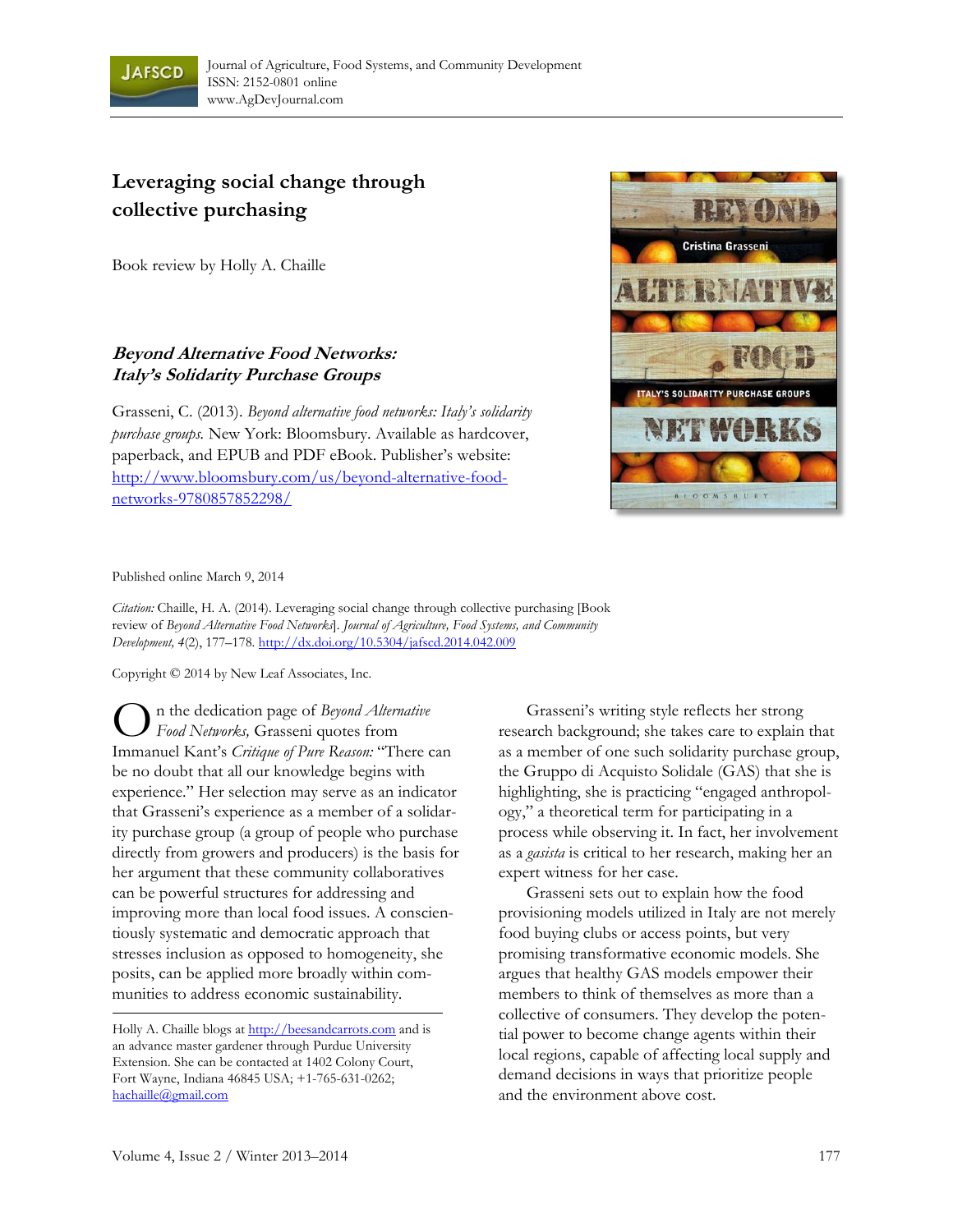Journal of Agriculture, Food Systems, and Community Development
ISSN: 2152-0801 online
www.AgDevJournal.com

# Leveraging social change through collective purchasing

Book review by Holly A. Chaille

## *Beyond Alternative Food Networks: Italy's Solidarity Purchase Groups*

Grasseni, C. (2013). *Beyond alternative food networks: Italy's solidarity purchase groups.* New York: Bloomsbury. Available as hardcover, paperback, and EPUB and PDF eBook. Publisher's website: http://www.bloomsbury.com/us/beyond-alternative-food-networks-9780857852298/

Published online March 9, 2014

*Citation:* Chaille, H. A. (2014). Leveraging social change through collective purchasing [Book review of *Beyond Alternative Food Networks*]. *Journal of Agriculture, Food Systems, and Community Development, 4*(2), 177–178. http://dx.doi.org/10.5304/jafscd.2014.042.009

Copyright © 2014 by New Leaf Associates, Inc.

On the dedication page of *Beyond Alternative Food Networks,* Grasseni quotes from Immanuel Kant's *Critique of Pure Reason:* "There can be no doubt that all our knowledge begins with experience." Her selection may serve as an indicator that Grasseni's experience as a member of a solidarity purchase group (a group of people who purchase directly from growers and producers) is the basis for her argument that these community collaboratives can be powerful structures for addressing and improving more than local food issues. A conscientiously systematic and democratic approach that stresses inclusion as opposed to homogeneity, she posits, can be applied more broadly within communities to address economic sustainability.

Grasseni's writing style reflects her strong research background; she takes care to explain that as a member of one such solidarity purchase group, the Gruppo di Acquisto Solidale (GAS) that she is highlighting, she is practicing "engaged anthropology," a theoretical term for participating in a process while observing it. In fact, her involvement as a *gasista* is critical to her research, making her an expert witness for her case.

Grasseni sets out to explain how the food provisioning models utilized in Italy are not merely food buying clubs or access points, but very promising transformative economic models. She argues that healthy GAS models empower their members to think of themselves as more than a collective of consumers. They develop the potential power to become change agents within their local regions, capable of affecting local supply and demand decisions in ways that prioritize people and the environment above cost.

---

Holly A. Chaille blogs at http://beesandcarrots.com and is an advance master gardener through Purdue University Extension. She can be contacted at 1402 Colony Court, Fort Wayne, Indiana 46845 USA; +1-765-631-0262; hachaille@gmail.com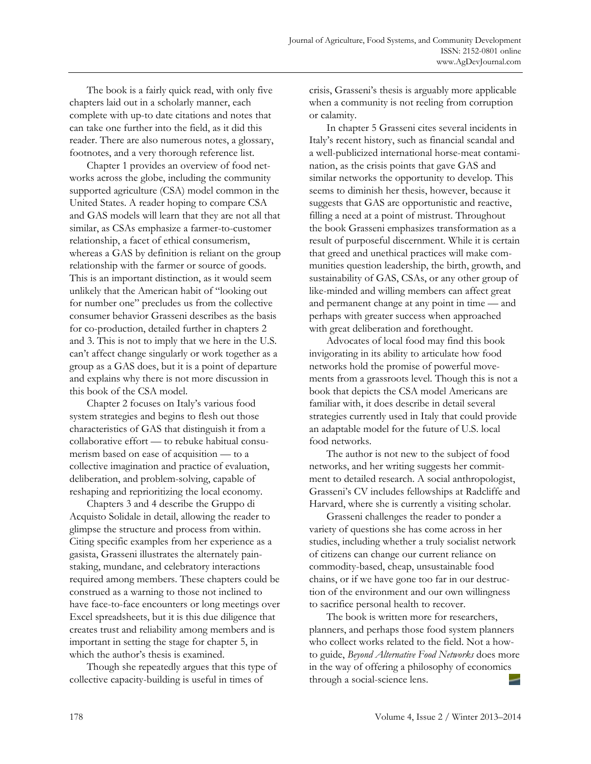The book is a fairly quick read, with only five chapters laid out in a scholarly manner, each complete with up-to date citations and notes that can take one further into the field, as it did this reader. There are also numerous notes, a glossary, footnotes, and a very thorough reference list.

Chapter 1 provides an overview of food networks across the globe, including the community supported agriculture (CSA) model common in the United States. A reader hoping to compare CSA and GAS models will learn that they are not all that similar, as CSAs emphasize a farmer-to-customer relationship, a facet of ethical consumerism, whereas a GAS by definition is reliant on the group relationship with the farmer or source of goods. This is an important distinction, as it would seem unlikely that the American habit of "looking out for number one" precludes us from the collective consumer behavior Grasseni describes as the basis for co-production, detailed further in chapters 2 and 3. This is not to imply that we here in the U.S. can't affect change singularly or work together as a group as a GAS does, but it is a point of departure and explains why there is not more discussion in this book of the CSA model.

Chapter 2 focuses on Italy's various food system strategies and begins to flesh out those characteristics of GAS that distinguish it from a collaborative effort — to rebuke habitual consumerism based on ease of acquisition — to a collective imagination and practice of evaluation, deliberation, and problem-solving, capable of reshaping and reprioritizing the local economy.

Chapters 3 and 4 describe the Gruppo di Acquisto Solidale in detail, allowing the reader to glimpse the structure and process from within. Citing specific examples from her experience as a gasista, Grasseni illustrates the alternately painstaking, mundane, and celebratory interactions required among members. These chapters could be construed as a warning to those not inclined to have face-to-face encounters or long meetings over Excel spreadsheets, but it is this due diligence that creates trust and reliability among members and is important in setting the stage for chapter 5, in which the author's thesis is examined.

Though she repeatedly argues that this type of collective capacity-building is useful in times of crisis, Grasseni's thesis is arguably more applicable when a community is not reeling from corruption or calamity.

In chapter 5 Grasseni cites several incidents in Italy's recent history, such as financial scandal and a well-publicized international horse-meat contamination, as the crisis points that gave GAS and similar networks the opportunity to develop. This seems to diminish her thesis, however, because it suggests that GAS are opportunistic and reactive, filling a need at a point of mistrust. Throughout the book Grasseni emphasizes transformation as a result of purposeful discernment. While it is certain that greed and unethical practices will make communities question leadership, the birth, growth, and sustainability of GAS, CSAs, or any other group of like-minded and willing members can affect great and permanent change at any point in time — and perhaps with greater success when approached with great deliberation and forethought.

Advocates of local food may find this book invigorating in its ability to articulate how food networks hold the promise of powerful movements from a grassroots level. Though this is not a book that depicts the CSA model Americans are familiar with, it does describe in detail several strategies currently used in Italy that could provide an adaptable model for the future of U.S. local food networks.

The author is not new to the subject of food networks, and her writing suggests her commitment to detailed research. A social anthropologist, Grasseni's CV includes fellowships at Radcliffe and Harvard, where she is currently a visiting scholar.

Grasseni challenges the reader to ponder a variety of questions she has come across in her studies, including whether a truly socialist network of citizens can change our current reliance on commodity-based, cheap, unsustainable food chains, or if we have gone too far in our destruction of the environment and our own willingness to sacrifice personal health to recover.

The book is written more for researchers, planners, and perhaps those food system planners who collect works related to the field. Not a how-to guide, *Beyond Alternative Food Networks* does more in the way of offering a philosophy of economics through a social-science lens.